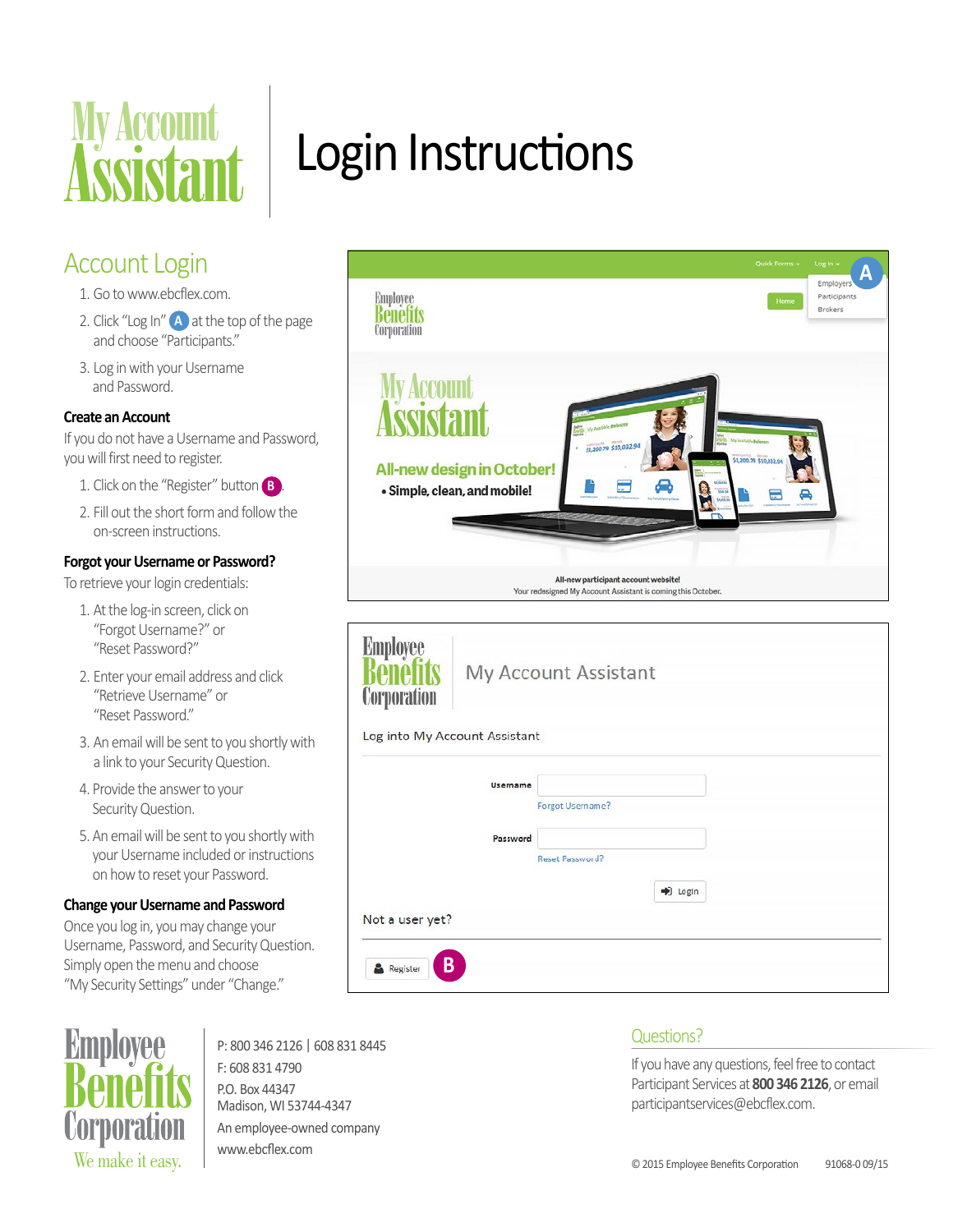# My Account Assistant Login Instructions

## Account Login

1. Go to www.ebcflex.com.
2. Click "Log In" (A) at the top of the page and choose "Participants."
3. Log in with your Username and Password.

### Create an Account

If you do not have a Username and Password, you will first need to register.

1. Click on the "Register" button (B).
2. Fill out the short form and follow the on-screen instructions.

### Forgot your Username or Password?

To retrieve your login credentials:

1. At the log-in screen, click on "Forgot Username?" or "Reset Password?"
2. Enter your email address and click "Retrieve Username" or "Reset Password."
3. An email will be sent to you shortly with a link to your Security Question.
4. Provide the answer to your Security Question.
5. An email will be sent to you shortly with your Username included or instructions on how to reset your Password.

### Change your Username and Password

Once you log in, you may change your Username, Password, and Security Question. Simply open the menu and choose "My Security Settings" under "Change."

Employee Benefits Corporation
We make it easy.

P: 800 346 2126 | 608 831 8445
F: 608 831 4790
P.O. Box 44347
Madison, WI 53744-4347
An employee-owned company
www.ebcflex.com

## Questions?

If you have any questions, feel free to contact Participant Services at **800 346 2126**, or email participantservices@ebcflex.com.

© 2015 Employee Benefits Corporation 91068-0 09/15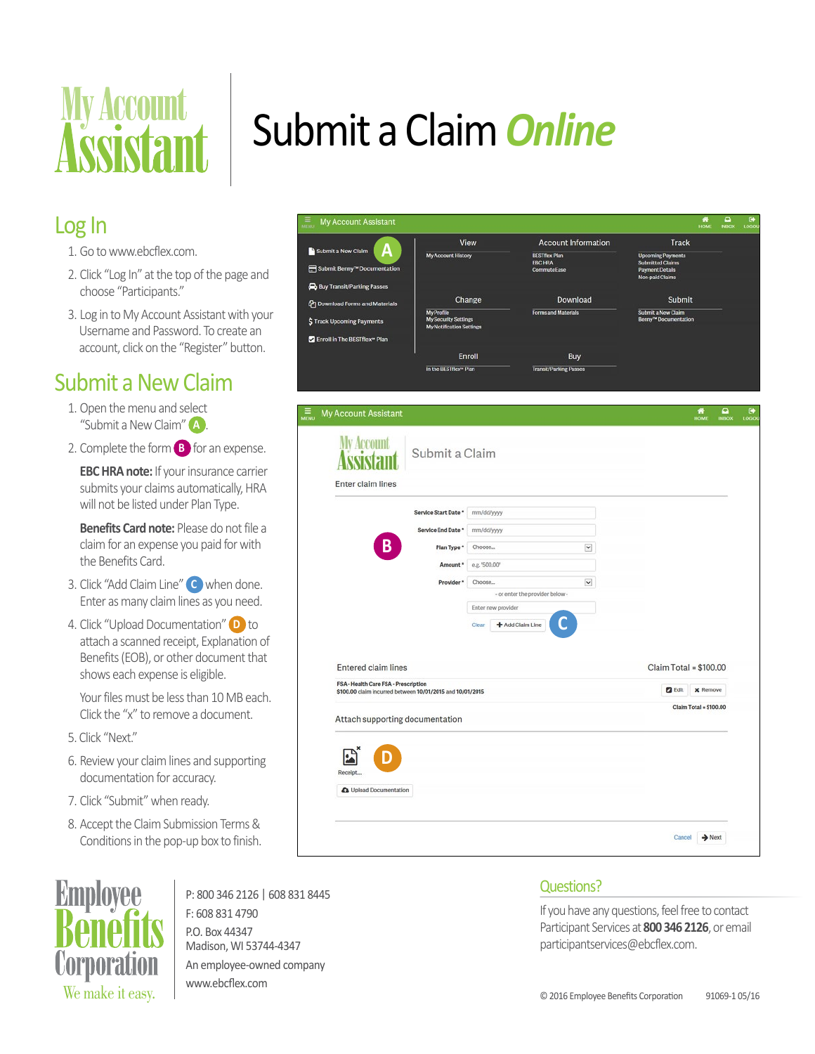# My Account Assistant

# Submit a Claim *Online*

## Log In

1. Go to www.ebcflex.com.
2. Click "Log In" at the top of the page and choose "Participants."
3. Log in to My Account Assistant with your Username and Password. To create an account, click on the "Register" button.

## Submit a New Claim

1. Open the menu and select "Submit a New Claim" A.
2. Complete the form B for an expense.

   **EBC HRA note:** If your insurance carrier submits your claims automatically, HRA will not be listed under Plan Type.

   **Benefits Card note:** Please do not file a claim for an expense you paid for with the Benefits Card.
3. Click "Add Claim Line" C when done. Enter as many claim lines as you need.
4. Click "Upload Documentation" D to attach a scanned receipt, Explanation of Benefits (EOB), or other document that shows each expense is eligible.

   Your files must be less than 10 MB each. Click the "x" to remove a document.
5. Click "Next."
6. Review your claim lines and supporting documentation for accuracy.
7. Click "Submit" when ready.
8. Accept the Claim Submission Terms & Conditions in the pop-up box to finish.

Employee Benefits Corporation
We make it easy.

P: 800 346 2126 | 608 831 8445
F: 608 831 4790
P.O. Box 44347
Madison, WI 53744-4347
An employee-owned company
www.ebcflex.com

## Questions?

If you have any questions, feel free to contact Participant Services at **800 346 2126**, or email participantservices@ebcflex.com.

© 2016 Employee Benefits Corporation 91069-1 05/16